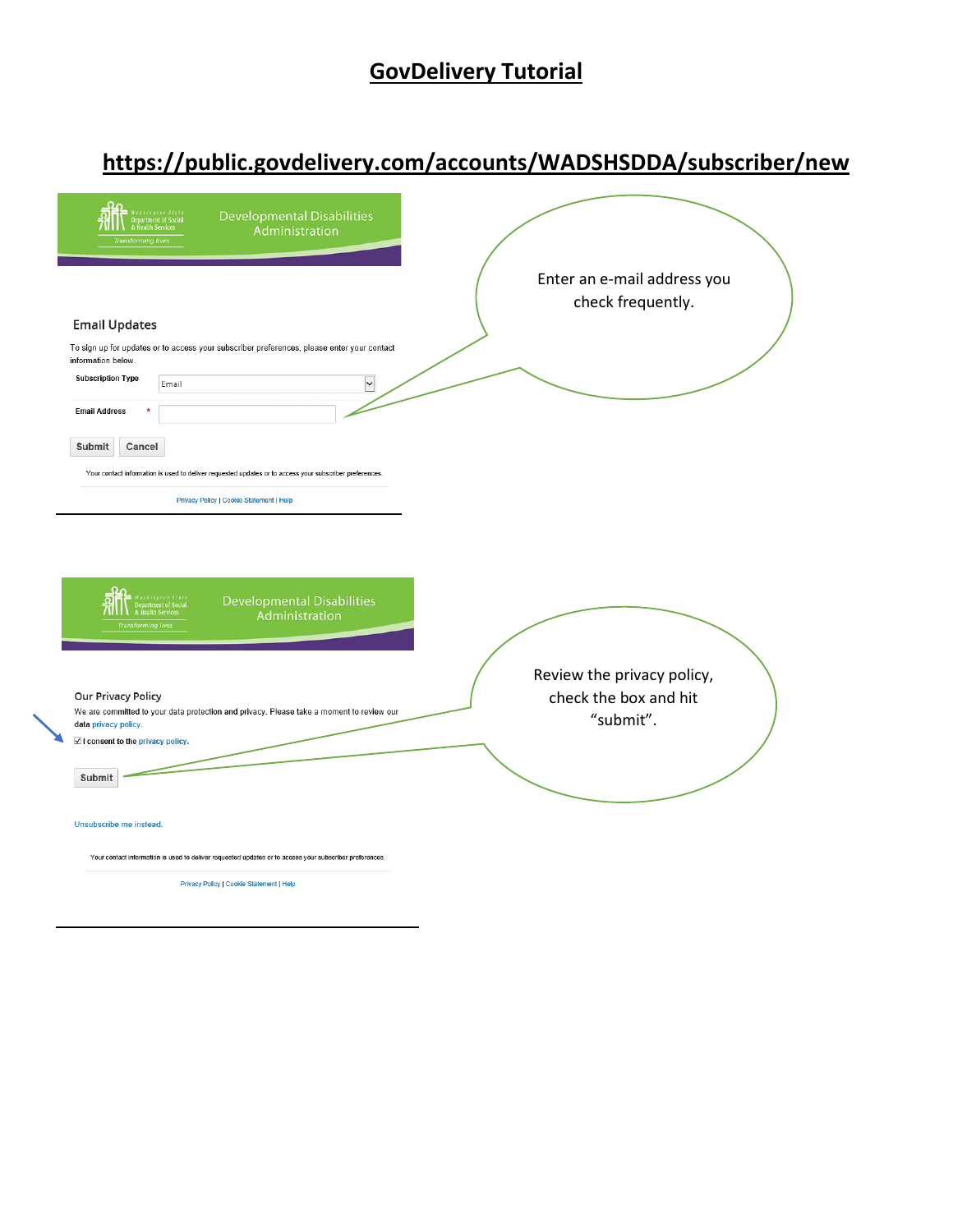# GovDelivery Tutorial

## https://public.govdelivery.com/accounts/WADSHSDDA/subscriber/new

Washington State Department of Social & Health Services
Transforming lives

Developmental Disabilities Administration

### Email Updates

To sign up for updates or to access your subscriber preferences, please enter your contact information below.

Subscription Type: Email

Email Address *

Submit | Cancel

Your contact information is used to deliver requested updates or to access your subscriber preferences.

Privacy Policy | Cookie Statement | Help

> Enter an e-mail address you check frequently.

---

Washington State Department of Social & Health Services
Transforming lives

Developmental Disabilities Administration

### Our Privacy Policy

We are committed to your data protection and privacy. Please take a moment to review our data privacy policy.

☑ I consent to the privacy policy.

Submit

Unsubscribe me instead.

Your contact information is used to deliver requested updates or to access your subscriber preferences.

Privacy Policy | Cookie Statement | Help

> Review the privacy policy, check the box and hit "submit".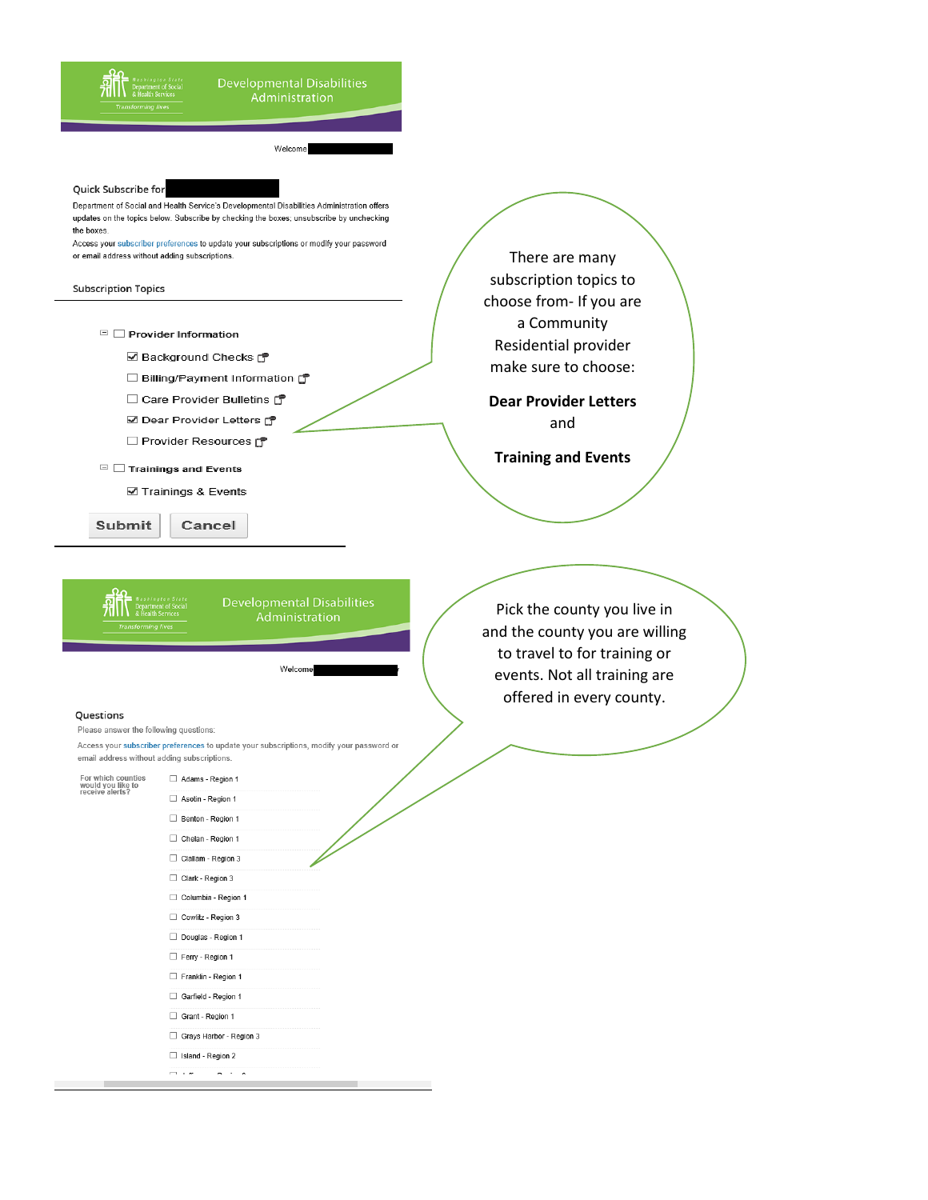Developmental Disabilities Administration

Welcome

Quick Subscribe for

Department of Social and Health Service's Developmental Disabilities Administration offers updates on the topics below. Subscribe by checking the boxes; unsubscribe by unchecking the boxes.

Access your subscriber preferences to update your subscriptions or modify your password or email address without adding subscriptions.

Subscription Topics

- ☐ Provider Information
  - ☑ Background Checks
  - ☐ Billing/Payment Information
  - ☐ Care Provider Bulletins
  - ☑ Dear Provider Letters
  - ☐ Provider Resources
- ☐ Trainings and Events
  - ☑ Trainings & Events

Submit | Cancel

There are many subscription topics to choose from- If you are a Community Residential provider make sure to choose:

**Dear Provider Letters**

and

**Training and Events**

---

Developmental Disabilities Administration

Welcome

Questions

Please answer the following questions:

Access your subscriber preferences to update your subscriptions, modify your password or email address without adding subscriptions.

For which counties would you like to receive alerts?

- ☐ Adams - Region 1
- ☐ Asotin - Region 1
- ☐ Benton - Region 1
- ☐ Chelan - Region 1
- ☐ Clallam - Region 3
- ☐ Clark - Region 3
- ☐ Columbia - Region 1
- ☐ Cowlitz - Region 3
- ☐ Douglas - Region 1
- ☐ Ferry - Region 1
- ☐ Franklin - Region 1
- ☐ Garfield - Region 1
- ☐ Grant - Region 1
- ☐ Grays Harbor - Region 3
- ☐ Island - Region 2

Pick the county you live in and the county you are willing to travel to for training or events. Not all training are offered in every county.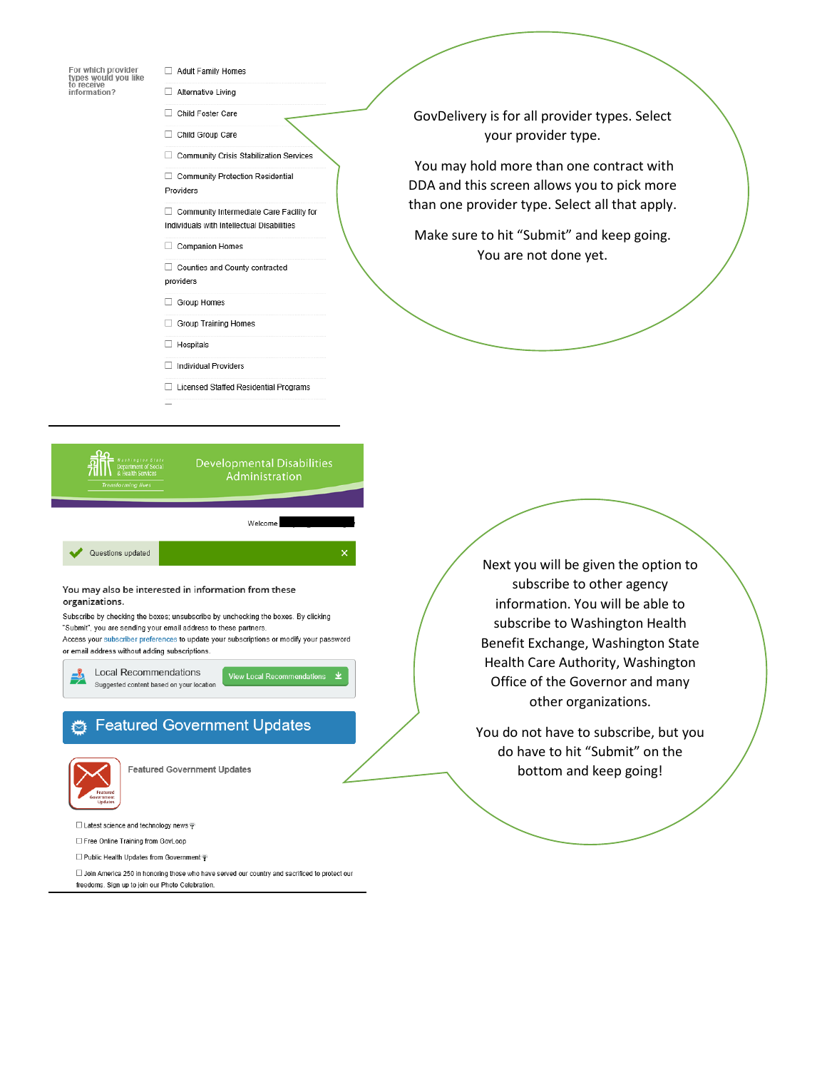For which provider types would you like to receive information?

- ☐ Adult Family Homes
- ☐ Alternative Living
- ☐ Child Foster Care
- ☐ Child Group Care
- ☐ Community Crisis Stabilization Services
- ☐ Community Protection Residential Providers
- ☐ Community Intermediate Care Facility for Individuals with Intellectual Disabilities
- ☐ Companion Homes
- ☐ Counties and County contracted providers
- ☐ Group Homes
- ☐ Group Training Homes
- ☐ Hospitals
- ☐ Individual Providers
- ☐ Licensed Staffed Residential Programs

GovDelivery is for all provider types. Select your provider type.

You may hold more than one contract with DDA and this screen allows you to pick more than one provider type. Select all that apply.

Make sure to hit "Submit" and keep going. You are not done yet.

---

Washington State Department of Social & Health Services — Transforming lives

Developmental Disabilities Administration

Welcome

✔ Questions updated ✕

You may also be interested in information from these organizations.

Subscribe by checking the boxes; unsubscribe by unchecking the boxes. By clicking "Submit", you are sending your email address to these partners.

Access your subscriber preferences to update your subscriptions or modify your password or email address without adding subscriptions.

Local Recommendations — Suggested content based on your location — View Local Recommendations

**Featured Government Updates**

Featured Government Updates

- ☐ Latest science and technology news
- ☐ Free Online Training from GovLoop
- ☐ Public Health Updates from Government
- ☐ Join America 250 in honoring those who have served our country and sacrificed to protect our freedoms. Sign up to join our Photo Celebration.

Next you will be given the option to subscribe to other agency information. You will be able to subscribe to Washington Health Benefit Exchange, Washington State Health Care Authority, Washington Office of the Governor and many other organizations.

You do not have to subscribe, but you do have to hit "Submit" on the bottom and keep going!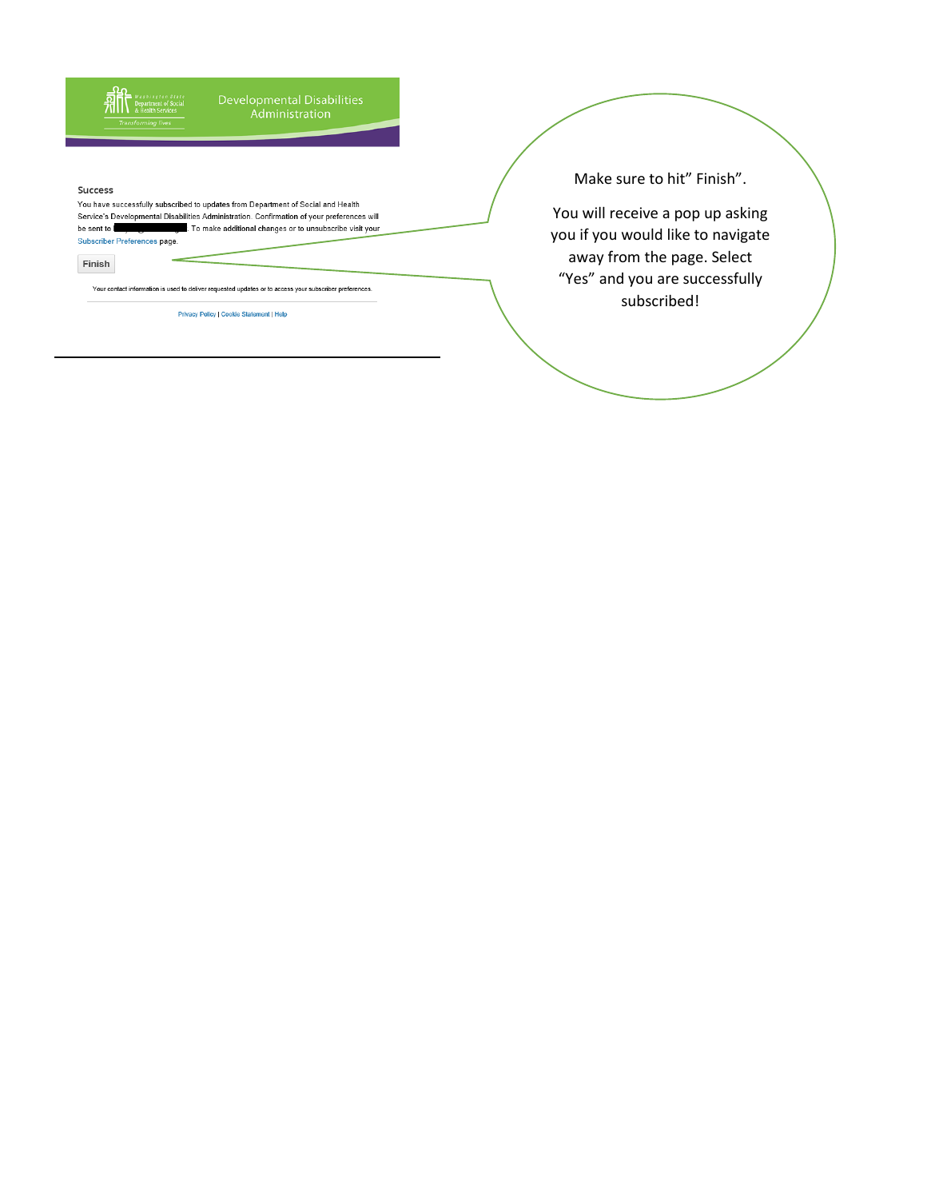Washington State Department of Social & Health Services

*Transforming lives*

Developmental Disabilities Administration

**Success**

You have successfully **subscribed** to **updates** from Department of Social and Health Service's Developmental Disabilities Administration. Confirmation of your preferences will be sent to ████████. To make **additional changes** or to **unsubscribe** visit your Subscriber Preferences page.

Finish

Your contact information is used to deliver requested updates or to access your subscriber preferences.

Privacy Policy | Cookie Statement | Help

Make sure to hit" Finish".

You will receive a pop up asking you if you would like to navigate away from the page. Select "Yes" and you are successfully subscribed!